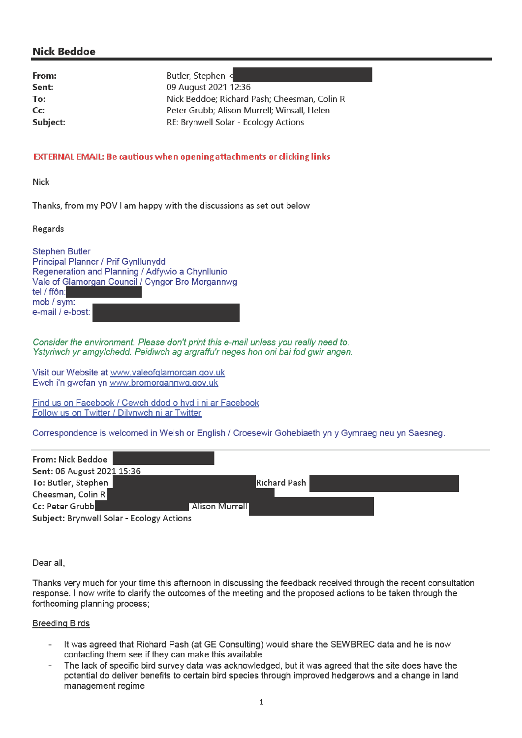## Nick Beddoe

| | |
|---|---|
| **From:** | Butler, Stephen < |
| **Sent:** | 09 August 2021 12:36 |
| **To:** | Nick Beddoe; Richard Pash; Cheesman, Colin R |
| **Cc:** | Peter Grubb; Alison Murrell; Winsall, Helen |
| **Subject:** | RE: Brynwell Solar - Ecology Actions |

**EXTERNAL EMAIL: Be cautious when opening attachments or clicking links**

Nick

Thanks, from my POV I am happy with the discussions as set out below

Regards

Stephen Butler
Principal Planner / Prif Gynllunydd
Regeneration and Planning / Adfywio a Chynllunio
Vale of Glamorgan Council / Cyngor Bro Morgannwg
tel / ffôn:
mob / sym:
e-mail / e-bost:

*Consider the environment. Please don't print this e-mail unless you really need to.*
*Ystyriwch yr amgylchedd. Peidiwch ag argraffu'r neges hon oni bai fod gwir angen.*

Visit our Website at www.valeofglamorgan.gov.uk
Ewch i'n gwefan yn www.bromorgannwg.gov.uk

Find us on Facebook / Cewch ddod o hyd i ni ar Facebook
Follow us on Twitter / Dilynwch ni ar Twitter

Correspondence is welcomed in Welsh or English / Croesewir Gohebiaeth yn y Gymraeg neu yn Saesneg.

---

**From:** Nick Beddoe
**Sent:** 06 August 2021 15:36
**To:** Butler, Stephen Richard Pash Cheesman, Colin R
**Cc:** Peter Grubb Alison Murrell
**Subject:** Brynwell Solar - Ecology Actions

Dear all,

Thanks very much for your time this afternoon in discussing the feedback received through the recent consultation response. I now write to clarify the outcomes of the meeting and the proposed actions to be taken through the forthcoming planning process;

Breeding Birds

- It was agreed that Richard Pash (at GE Consulting) would share the SEWBREC data and he is now contacting them see if they can make this available
- The lack of specific bird survey data was acknowledged, but it was agreed that the site does have the potential do deliver benefits to certain bird species through improved hedgerows and a change in land management regime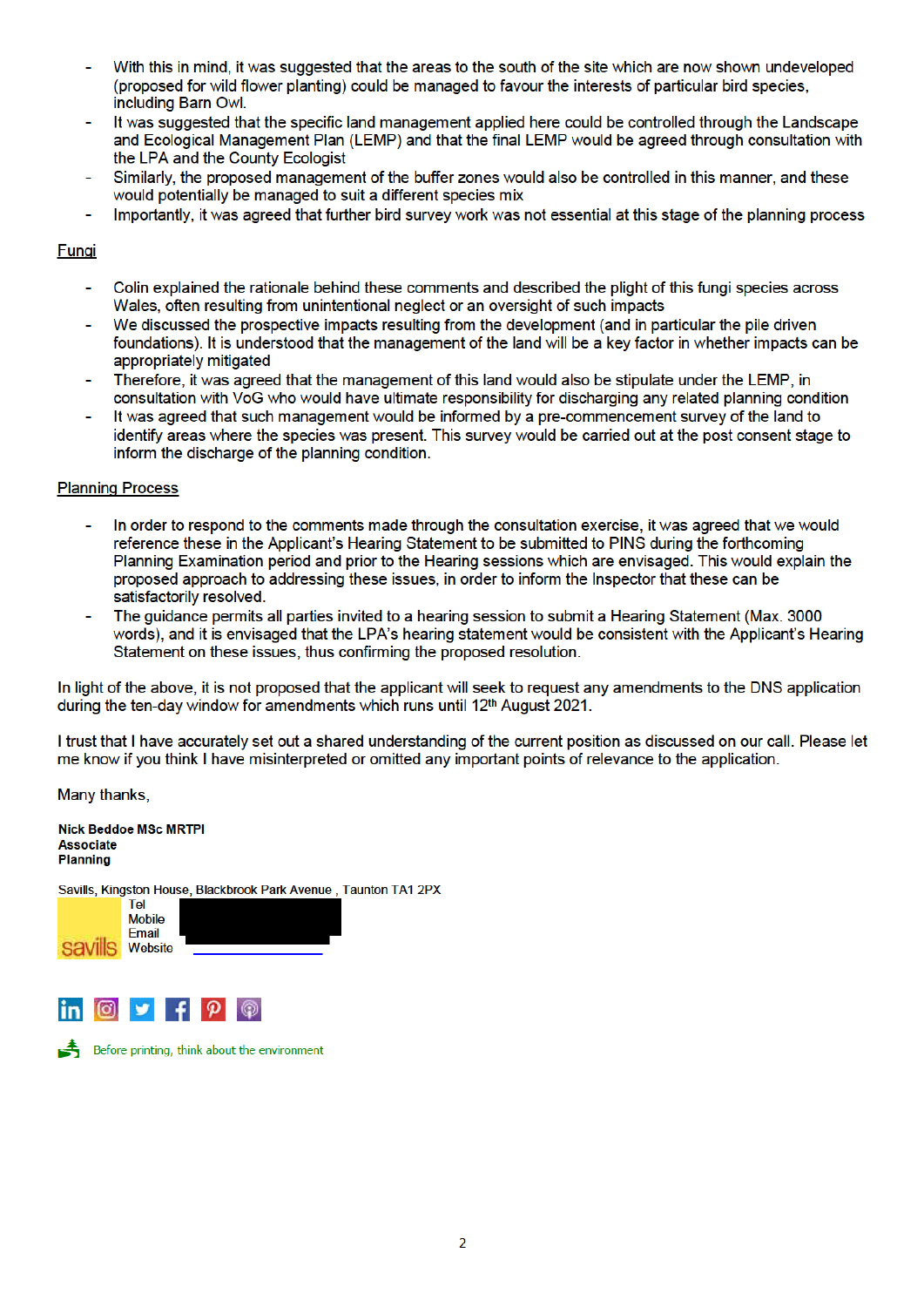- With this in mind, it was suggested that the areas to the south of the site which are now shown undeveloped (proposed for wild flower planting) could be managed to favour the interests of particular bird species, including Barn Owl.
- It was suggested that the specific land management applied here could be controlled through the Landscape and Ecological Management Plan (LEMP) and that the final LEMP would be agreed through consultation with the LPA and the County Ecologist
- Similarly, the proposed management of the buffer zones would also be controlled in this manner, and these would potentially be managed to suit a different species mix
- Importantly, it was agreed that further bird survey work was not essential at this stage of the planning process

Fungi

- Colin explained the rationale behind these comments and described the plight of this fungi species across Wales, often resulting from unintentional neglect or an oversight of such impacts
- We discussed the prospective impacts resulting from the development (and in particular the pile driven foundations). It is understood that the management of the land will be a key factor in whether impacts can be appropriately mitigated
- Therefore, it was agreed that the management of this land would also be stipulate under the LEMP, in consultation with VoG who would have ultimate responsibility for discharging any related planning condition
- It was agreed that such management would be informed by a pre-commencement survey of the land to identify areas where the species was present. This survey would be carried out at the post consent stage to inform the discharge of the planning condition.

Planning Process

- In order to respond to the comments made through the consultation exercise, it was agreed that we would reference these in the Applicant's Hearing Statement to be submitted to PINS during the forthcoming Planning Examination period and prior to the Hearing sessions which are envisaged. This would explain the proposed approach to addressing these issues, in order to inform the Inspector that these can be satisfactorily resolved.
- The guidance permits all parties invited to a hearing session to submit a Hearing Statement (Max. 3000 words), and it is envisaged that the LPA's hearing statement would be consistent with the Applicant's Hearing Statement on these issues, thus confirming the proposed resolution.

In light of the above, it is not proposed that the applicant will seek to request any amendments to the DNS application during the ten-day window for amendments which runs until 12th August 2021.

I trust that I have accurately set out a shared understanding of the current position as discussed on our call. Please let me know if you think I have misinterpreted or omitted any important points of relevance to the application.

Many thanks,

**Nick Beddoe MSc MRTPI**
**Associate**
**Planning**

Savills, Kingston House, Blackbrook Park Avenue , Taunton TA1 2PX

savills

Tel
Mobile
Email
Website

Before printing, think about the environment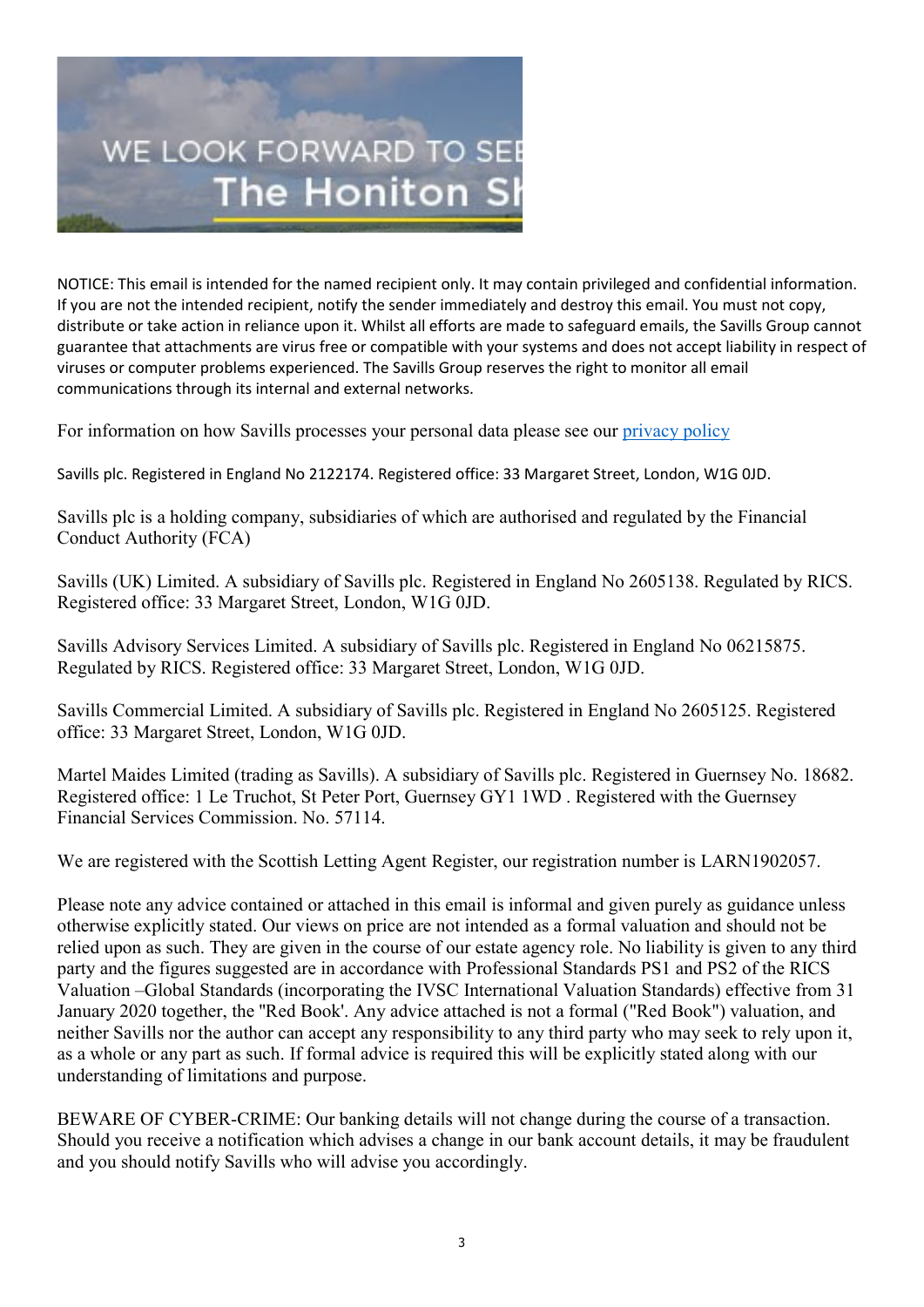NOTICE: This email is intended for the named recipient only. It may contain privileged and confidential information. If you are not the intended recipient, notify the sender immediately and destroy this email. You must not copy, distribute or take action in reliance upon it. Whilst all efforts are made to safeguard emails, the Savills Group cannot guarantee that attachments are virus free or compatible with your systems and does not accept liability in respect of viruses or computer problems experienced. The Savills Group reserves the right to monitor all email communications through its internal and external networks.

For information on how Savills processes your personal data please see our privacy policy

Savills plc. Registered in England No 2122174. Registered office: 33 Margaret Street, London, W1G 0JD.

Savills plc is a holding company, subsidiaries of which are authorised and regulated by the Financial Conduct Authority (FCA)

Savills (UK) Limited. A subsidiary of Savills plc. Registered in England No 2605138. Regulated by RICS. Registered office: 33 Margaret Street, London, W1G 0JD.

Savills Advisory Services Limited. A subsidiary of Savills plc. Registered in England No 06215875. Regulated by RICS. Registered office: 33 Margaret Street, London, W1G 0JD.

Savills Commercial Limited. A subsidiary of Savills plc. Registered in England No 2605125. Registered office: 33 Margaret Street, London, W1G 0JD.

Martel Maides Limited (trading as Savills). A subsidiary of Savills plc. Registered in Guernsey No. 18682. Registered office: 1 Le Truchot, St Peter Port, Guernsey GY1 1WD . Registered with the Guernsey Financial Services Commission. No. 57114.

We are registered with the Scottish Letting Agent Register, our registration number is LARN1902057.

Please note any advice contained or attached in this email is informal and given purely as guidance unless otherwise explicitly stated. Our views on price are not intended as a formal valuation and should not be relied upon as such. They are given in the course of our estate agency role. No liability is given to any third party and the figures suggested are in accordance with Professional Standards PS1 and PS2 of the RICS Valuation –Global Standards (incorporating the IVSC International Valuation Standards) effective from 31 January 2020 together, the "Red Book'. Any advice attached is not a formal ("Red Book") valuation, and neither Savills nor the author can accept any responsibility to any third party who may seek to rely upon it, as a whole or any part as such. If formal advice is required this will be explicitly stated along with our understanding of limitations and purpose.

BEWARE OF CYBER-CRIME: Our banking details will not change during the course of a transaction. Should you receive a notification which advises a change in our bank account details, it may be fraudulent and you should notify Savills who will advise you accordingly.